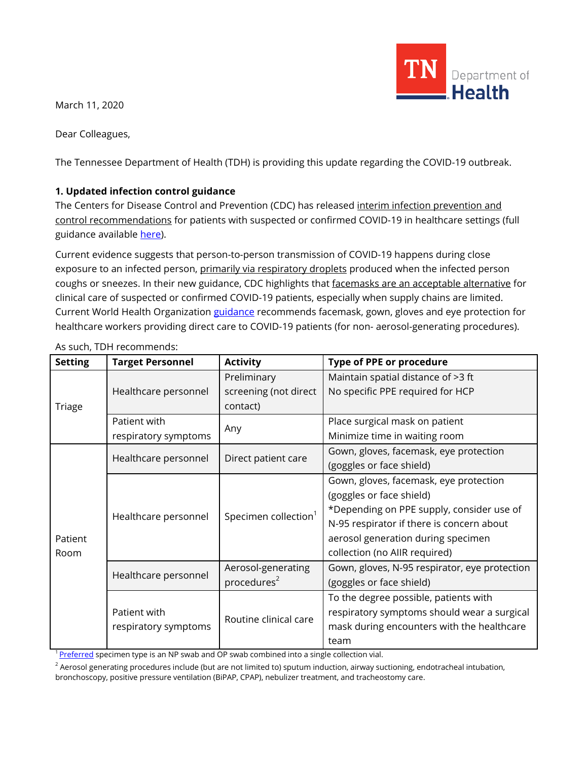March 11, 2020

Dear Colleagues,

The Tennessee Department of Health (TDH) is providing this update regarding the COVID-19 outbreak.

**1. Updated infection control guidance**

The Centers for Disease Control and Prevention (CDC) has released interim infection prevention and control recommendations for patients with suspected or confirmed COVID-19 in healthcare settings (full guidance available here).

Current evidence suggests that person-to-person transmission of COVID-19 happens during close exposure to an infected person, primarily via respiratory droplets produced when the infected person coughs or sneezes. In their new guidance, CDC highlights that facemasks are an acceptable alternative for clinical care of suspected or confirmed COVID-19 patients, especially when supply chains are limited. Current World Health Organization guidance recommends facemask, gown, gloves and eye protection for healthcare workers providing direct care to COVID-19 patients (for non- aerosol-generating procedures).

As such, TDH recommends:

| Setting | Target Personnel | Activity | Type of PPE or procedure |
|---|---|---|---|
| Triage | Healthcare personnel | Preliminary screening (not direct contact) | Maintain spatial distance of >3 ft<br>No specific PPE required for HCP |
| | Patient with respiratory symptoms | Any | Place surgical mask on patient<br>Minimize time in waiting room |
| Patient Room | Healthcare personnel | Direct patient care | Gown, gloves, facemask, eye protection (goggles or face shield) |
| | Healthcare personnel | Specimen collection[1] | Gown, gloves, facemask, eye protection (goggles or face shield)<br>*Depending on PPE supply, consider use of N-95 respirator if there is concern about aerosol generation during specimen collection (no AIIR required) |
| | Healthcare personnel | Aerosol-generating procedures[2] | Gown, gloves, N-95 respirator, eye protection (goggles or face shield) |
| | Patient with respiratory symptoms | Routine clinical care | To the degree possible, patients with respiratory symptoms should wear a surgical mask during encounters with the healthcare team |

[1] Preferred specimen type is an NP swab and OP swab combined into a single collection vial.

[2] Aerosol generating procedures include (but are not limited to) sputum induction, airway suctioning, endotracheal intubation, bronchoscopy, positive pressure ventilation (BiPAP, CPAP), nebulizer treatment, and tracheostomy care.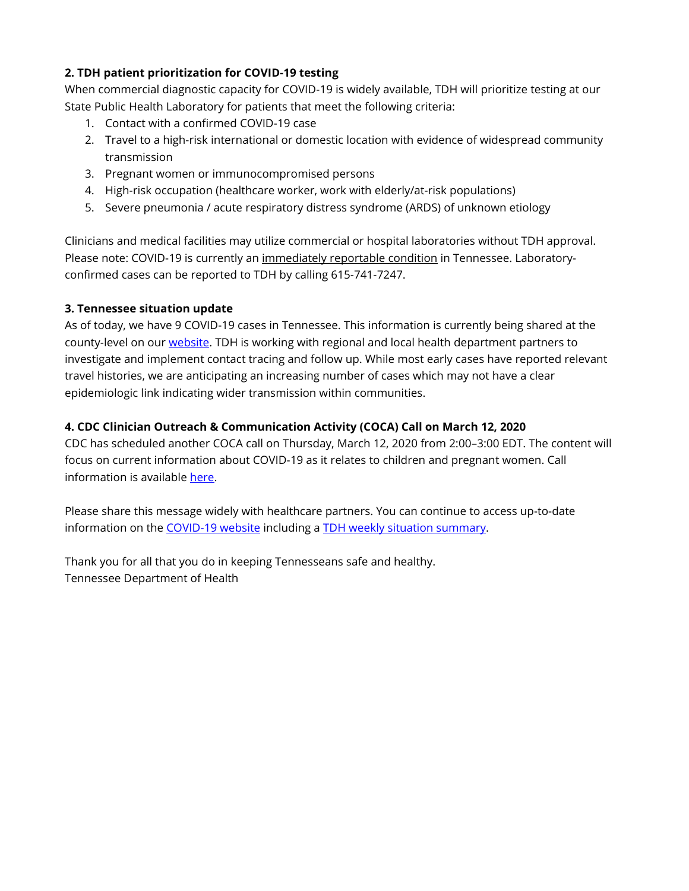**2. TDH patient prioritization for COVID-19 testing**

When commercial diagnostic capacity for COVID-19 is widely available, TDH will prioritize testing at our State Public Health Laboratory for patients that meet the following criteria:

1. Contact with a confirmed COVID-19 case
2. Travel to a high-risk international or domestic location with evidence of widespread community transmission
3. Pregnant women or immunocompromised persons
4. High-risk occupation (healthcare worker, work with elderly/at-risk populations)
5. Severe pneumonia / acute respiratory distress syndrome (ARDS) of unknown etiology

Clinicians and medical facilities may utilize commercial or hospital laboratories without TDH approval. Please note: COVID-19 is currently an immediately reportable condition in Tennessee. Laboratory-confirmed cases can be reported to TDH by calling 615-741-7247.

**3. Tennessee situation update**

As of today, we have 9 COVID-19 cases in Tennessee. This information is currently being shared at the county-level on our website. TDH is working with regional and local health department partners to investigate and implement contact tracing and follow up. While most early cases have reported relevant travel histories, we are anticipating an increasing number of cases which may not have a clear epidemiologic link indicating wider transmission within communities.

**4. CDC Clinician Outreach & Communication Activity (COCA) Call on March 12, 2020**

CDC has scheduled another COCA call on Thursday, March 12, 2020 from 2:00–3:00 EDT. The content will focus on current information about COVID-19 as it relates to children and pregnant women. Call information is available here.

Please share this message widely with healthcare partners. You can continue to access up-to-date information on the COVID-19 website including a TDH weekly situation summary.

Thank you for all that you do in keeping Tennesseans safe and healthy.
Tennessee Department of Health